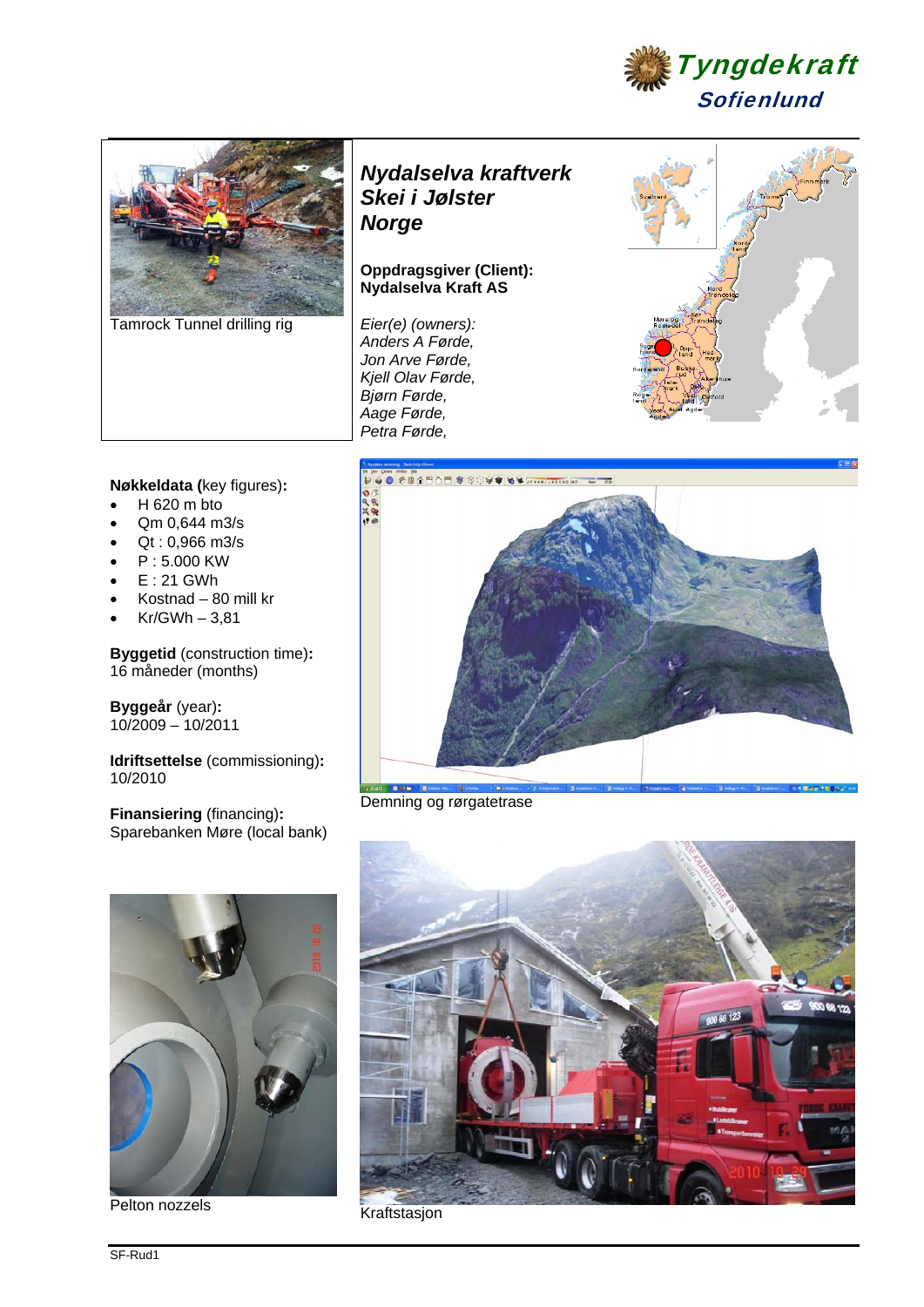Tyngdekraft
Sofienlund

Tamrock Tunnel drilling rig

# *Nydalselva kraftverk*
# *Skei i Jølster*
# *Norge*

**Oppdragsgiver (Client):**
**Nydalselva Kraft AS**

*Eier(e) (owners):*
*Anders A Førde,*
*Jon Arve Førde,*
*Kjell Olav Førde,*
*Bjørn Førde,*
*Aage Førde,*
*Petra Førde,*

**Nøkkeldata (**key figures)**:**

- H 620 m bto
- Qm 0,644 m3/s
- Qt : 0,966 m3/s
- P : 5.000 KW
- E : 21 GWh
- Kostnad – 80 mill kr
- Kr/GWh – 3,81

**Byggetid** (construction time)**:**
16 måneder (months)

**Byggeår** (year)**:**
10/2009 – 10/2011

**Idriftsettelse** (commissioning)**:**
10/2010

**Finansiering** (financing)**:**
Sparebanken Møre (local bank)

Demning og rørgatetrase

Pelton nozzels

Kraftstasjon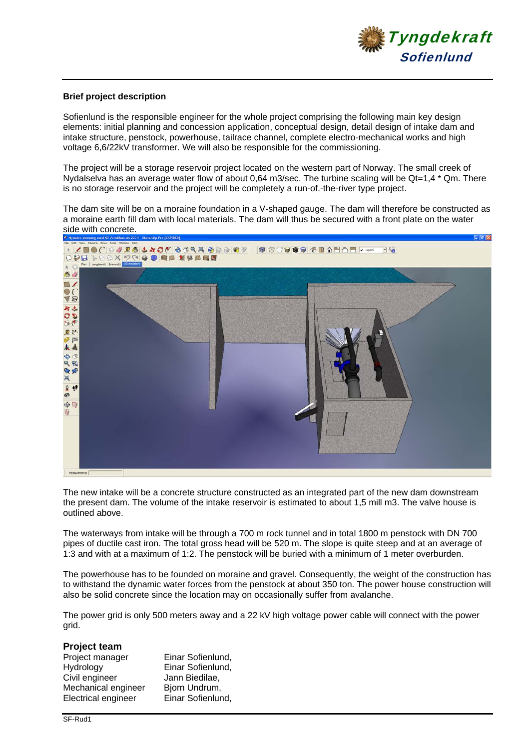**Brief project description**

Sofienlund is the responsible engineer for the whole project comprising the following main key design elements: initial planning and concession application, conceptual design, detail design of intake dam and intake structure, penstock, powerhouse, tailrace channel, complete electro-mechanical works and high voltage 6,6/22kV transformer. We will also be responsible for the commissioning.

The project will be a storage reservoir project located on the western part of Norway. The small creek of Nydalselva has an average water flow of about 0,64 m3/sec. The turbine scaling will be Qt=1,4 * Qm. There is no storage reservoir and the project will be completely a run-of.-the-river type project.

The dam site will be on a moraine foundation in a V-shaped gauge. The dam will therefore be constructed as a moraine earth fill dam with local materials. The dam will thus be secured with a front plate on the water side with concrete.

The new intake will be a concrete structure constructed as an integrated part of the new dam downstream the present dam. The volume of the intake reservoir is estimated to about 1,5 mill m3. The valve house is outlined above.

The waterways from intake will be through a 700 m rock tunnel and in total 1800 m penstock with DN 700 pipes of ductile cast iron. The total gross head will be 520 m. The slope is quite steep and at an average of 1:3 and with at a maximum of 1:2. The penstock will be buried with a minimum of 1 meter overburden.

The powerhouse has to be founded on moraine and gravel. Consequently, the weight of the construction has to withstand the dynamic water forces from the penstock at about 350 ton. The power house construction will also be solid concrete since the location may on occasionally suffer from avalanche.

The power grid is only 500 meters away and a 22 kV high voltage power cable will connect with the power grid.

## Project team

| | |
|---|---|
| Project manager | Einar Sofienlund, |
| Hydrology | Einar Sofienlund, |
| Civil engineer | Jann Biedilae, |
| Mechanical engineer | Bjorn Undrum, |
| Electrical engineer | Einar Sofienlund, |